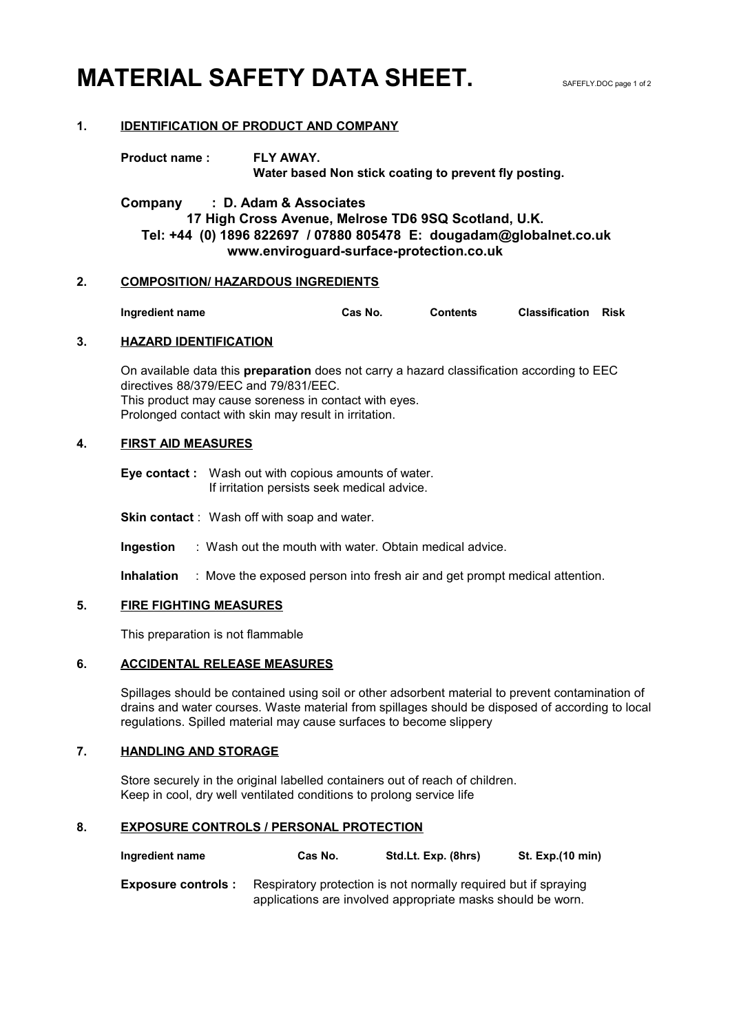# MATERIAL SAFETY DATA SHEET.

## 1. IDENTIFICATION OF PRODUCT AND COMPANY

**Product name :** **FLY AWAY.**
**Water based Non stick coating to prevent fly posting.**

**Company : D. Adam & Associates**
**17 High Cross Avenue, Melrose TD6 9SQ Scotland, U.K.**
**Tel: +44 (0) 1896 822697 / 07880 805478 E: dougadam@globalnet.co.uk**
**www.enviroguard-surface-protection.co.uk**

## 2. COMPOSITION/ HAZARDOUS INGREDIENTS

| Ingredient name | Cas No. | Contents | Classification | Risk |
|---|---|---|---|---|

## 3. HAZARD IDENTIFICATION

On available data this **preparation** does not carry a hazard classification according to EEC directives 88/379/EEC and 79/831/EEC.
This product may cause soreness in contact with eyes.
Prolonged contact with skin may result in irritation.

## 4. FIRST AID MEASURES

**Eye contact :** Wash out with copious amounts of water.
If irritation persists seek medical advice.

**Skin contact** : Wash off with soap and water.

**Ingestion** : Wash out the mouth with water. Obtain medical advice.

**Inhalation** : Move the exposed person into fresh air and get prompt medical attention.

## 5. FIRE FIGHTING MEASURES

This preparation is not flammable

## 6. ACCIDENTAL RELEASE MEASURES

Spillages should be contained using soil or other adsorbent material to prevent contamination of drains and water courses. Waste material from spillages should be disposed of according to local regulations. Spilled material may cause surfaces to become slippery

## 7. HANDLING AND STORAGE

Store securely in the original labelled containers out of reach of children.
Keep in cool, dry well ventilated conditions to prolong service life

## 8. EXPOSURE CONTROLS / PERSONAL PROTECTION

| Ingredient name | Cas No. | Std.Lt. Exp. (8hrs) | St. Exp.(10 min) |
|---|---|---|---|

**Exposure controls :** Respiratory protection is not normally required but if spraying applications are involved appropriate masks should be worn.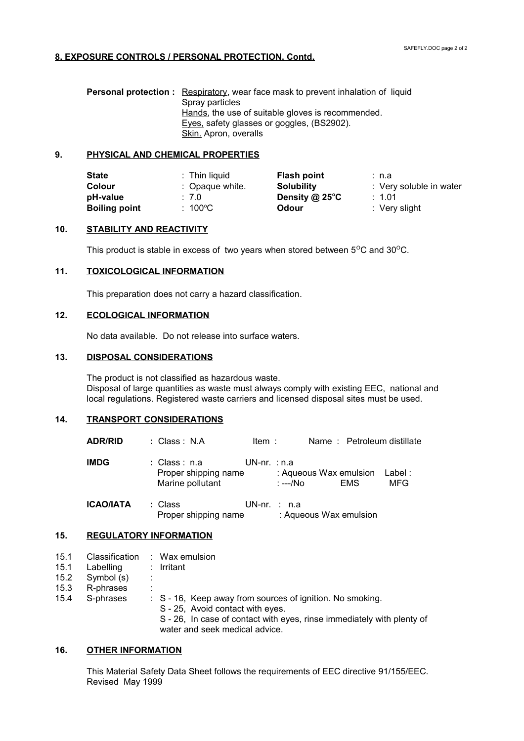## 8. EXPOSURE CONTROLS / PERSONAL PROTECTION, Contd.

**Personal protection :** Respiratory, wear face mask to prevent inhalation of liquid Spray particles
Hands, the use of suitable gloves is recommended.
Eyes, safety glasses or goggles, (BS2902).
Skin. Apron, overalls

## 9. PHYSICAL AND CHEMICAL PROPERTIES

| | | | |
|---|---|---|---|
| **State** | : Thin liquid | **Flash point** | : n.a |
| **Colour** | : Opaque white. | **Solubility** | : Very soluble in water |
| **pH-value** | : 7.0 | **Density @ 25°C** | : 1.01 |
| **Boiling point** | : 100°C | **Odour** | : Very slight |

## 10. STABILITY AND REACTIVITY

This product is stable in excess of two years when stored between 5°C and 30°C.

## 11. TOXICOLOGICAL INFORMATION

This preparation does not carry a hazard classification.

## 12. ECOLOGICAL INFORMATION

No data available. Do not release into surface waters.

## 13. DISPOSAL CONSIDERATIONS

The product is not classified as hazardous waste.
Disposal of large quantities as waste must always comply with existing EEC, national and local regulations. Registered waste carriers and licensed disposal sites must be used.

## 14. TRANSPORT CONSIDERATIONS

**ADR/RID** : Class : N.A   Item :   Name : Petroleum distillate

**IMDG** : Class : n.a   UN-nr. : n.a
Proper shipping name : Aqueous Wax emulsion   Label :
Marine pollutant : ---/No   EMS   MFG

**ICAO/IATA** : Class   UN-nr. : n.a
Proper shipping name : Aqueous Wax emulsion

## 15. REGULATORY INFORMATION

| | | |
|---|---|---|
| 15.1 | Classification | : Wax emulsion |
| 15.1 | Labelling | : Irritant |
| 15.2 | Symbol (s) | : |
| 15.3 | R-phrases | : |
| 15.4 | S-phrases | : S - 16, Keep away from sources of ignition. No smoking.<br>S - 25, Avoid contact with eyes.<br>S - 26, In case of contact with eyes, rinse immediately with plenty of water and seek medical advice. |

## 16. OTHER INFORMATION

This Material Safety Data Sheet follows the requirements of EEC directive 91/155/EEC.
Revised May 1999